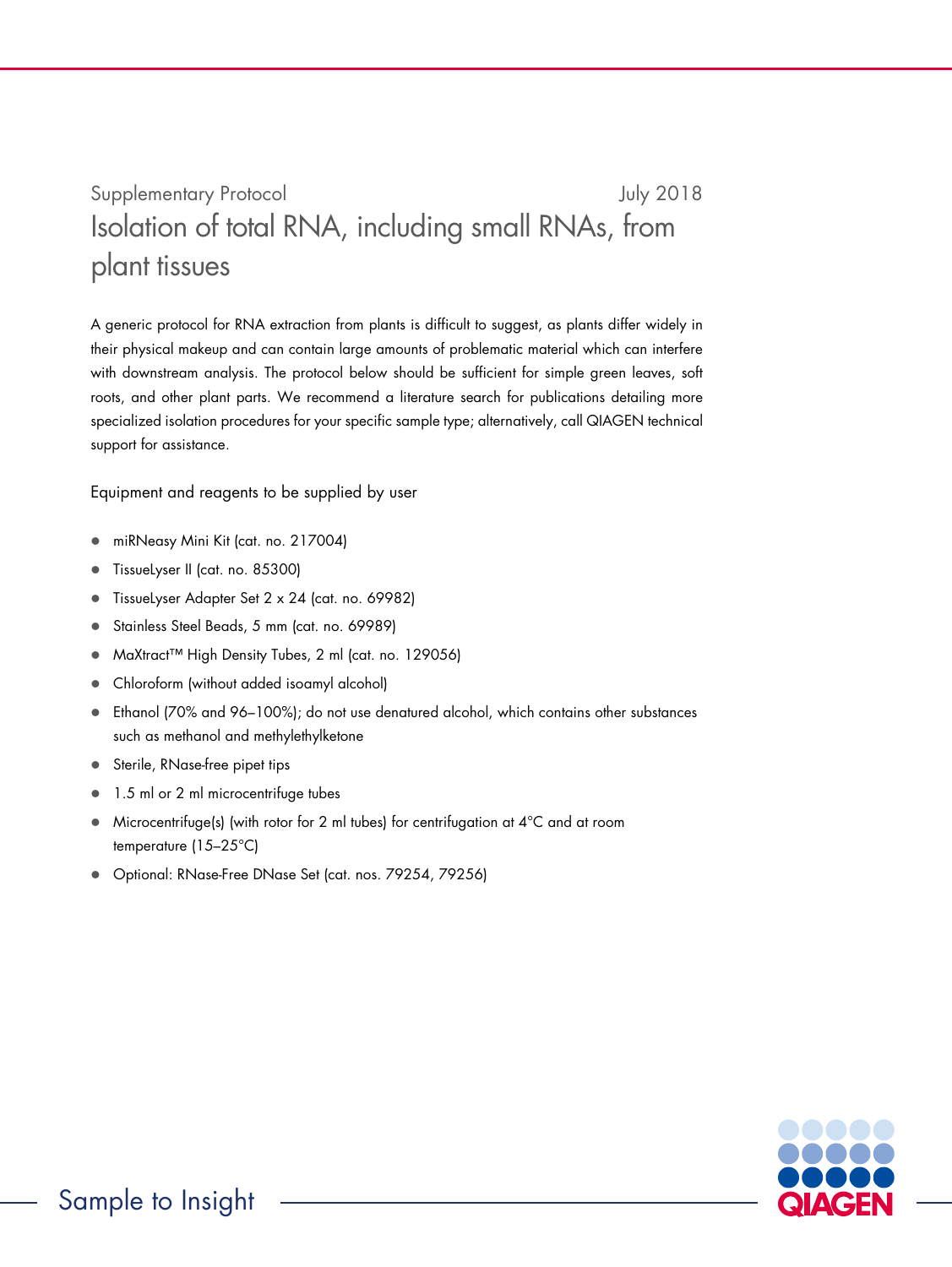Supplementary Protocol July 2018

# Isolation of total RNA, including small RNAs, from plant tissues

A generic protocol for RNA extraction from plants is difficult to suggest, as plants differ widely in their physical makeup and can contain large amounts of problematic material which can interfere with downstream analysis. The protocol below should be sufficient for simple green leaves, soft roots, and other plant parts. We recommend a literature search for publications detailing more specialized isolation procedures for your specific sample type; alternatively, call QIAGEN technical support for assistance.

## Equipment and reagents to be supplied by user

- miRNeasy Mini Kit (cat. no. 217004)
- TissueLyser II (cat. no. 85300)
- TissueLyser Adapter Set 2 x 24 (cat. no. 69982)
- Stainless Steel Beads, 5 mm (cat. no. 69989)
- MaXtract™ High Density Tubes, 2 ml (cat. no. 129056)
- Chloroform (without added isoamyl alcohol)
- Ethanol (70% and 96–100%); do not use denatured alcohol, which contains other substances such as methanol and methylethylketone
- Sterile, RNase-free pipet tips
- 1.5 ml or 2 ml microcentrifuge tubes
- Microcentrifuge(s) (with rotor for 2 ml tubes) for centrifugation at 4°C and at room temperature (15–25°C)
- Optional: RNase-Free DNase Set (cat. nos. 79254, 79256)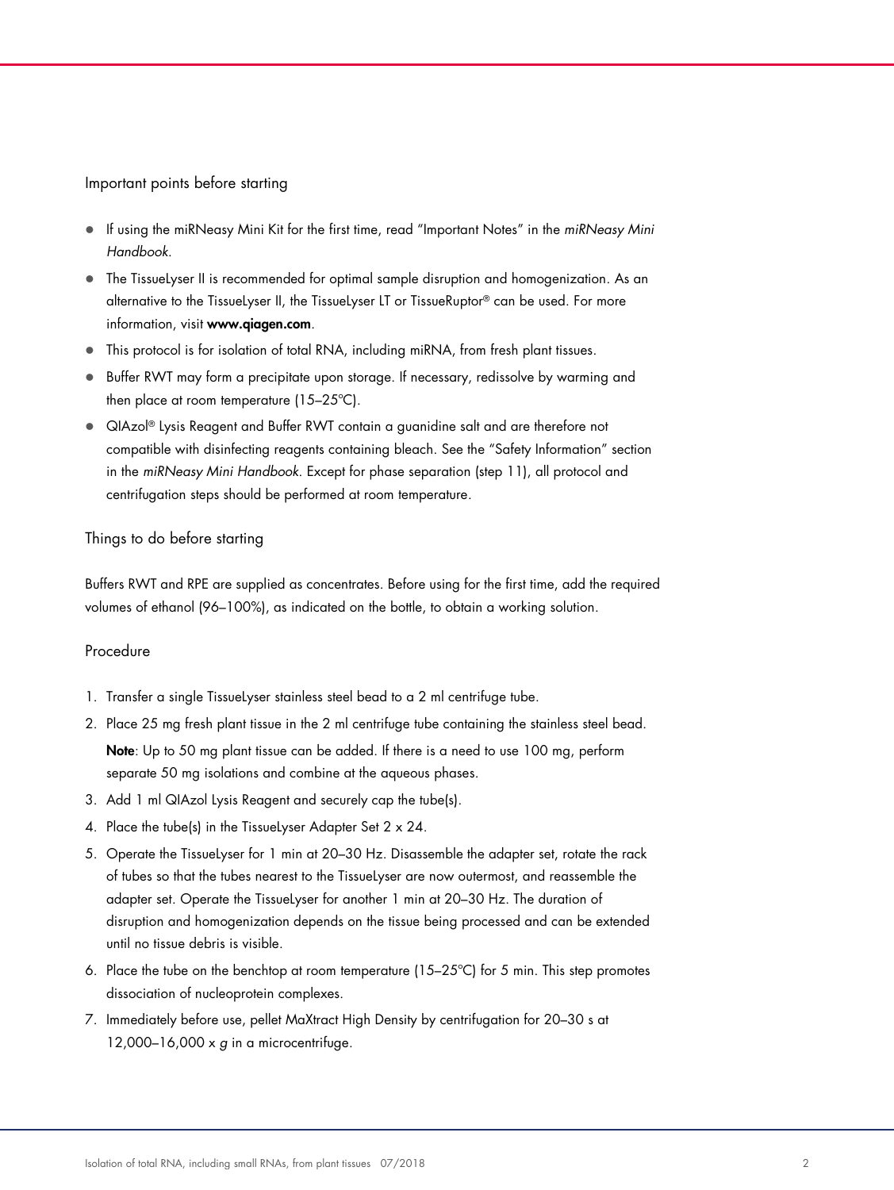## Important points before starting

- If using the miRNeasy Mini Kit for the first time, read "Important Notes" in the *miRNeasy Mini Handbook*.
- The TissueLyser II is recommended for optimal sample disruption and homogenization. As an alternative to the TissueLyser II, the TissueLyser LT or TissueRuptor® can be used. For more information, visit **www.qiagen.com**.
- This protocol is for isolation of total RNA, including miRNA, from fresh plant tissues.
- Buffer RWT may form a precipitate upon storage. If necessary, redissolve by warming and then place at room temperature (15–25ºC).
- QIAzol® Lysis Reagent and Buffer RWT contain a guanidine salt and are therefore not compatible with disinfecting reagents containing bleach. See the "Safety Information" section in the *miRNeasy Mini Handbook*. Except for phase separation (step 11), all protocol and centrifugation steps should be performed at room temperature.

## Things to do before starting

Buffers RWT and RPE are supplied as concentrates. Before using for the first time, add the required volumes of ethanol (96–100%), as indicated on the bottle, to obtain a working solution.

## Procedure

1. Transfer a single TissueLyser stainless steel bead to a 2 ml centrifuge tube.
2. Place 25 mg fresh plant tissue in the 2 ml centrifuge tube containing the stainless steel bead.

   **Note**: Up to 50 mg plant tissue can be added. If there is a need to use 100 mg, perform separate 50 mg isolations and combine at the aqueous phases.
3. Add 1 ml QIAzol Lysis Reagent and securely cap the tube(s).
4. Place the tube(s) in the TissueLyser Adapter Set 2 x 24.
5. Operate the TissueLyser for 1 min at 20–30 Hz. Disassemble the adapter set, rotate the rack of tubes so that the tubes nearest to the TissueLyser are now outermost, and reassemble the adapter set. Operate the TissueLyser for another 1 min at 20–30 Hz. The duration of disruption and homogenization depends on the tissue being processed and can be extended until no tissue debris is visible.
6. Place the tube on the benchtop at room temperature (15–25ºC) for 5 min. This step promotes dissociation of nucleoprotein complexes.
7. Immediately before use, pellet MaXtract High Density by centrifugation for 20–30 s at 12,000–16,000 x *g* in a microcentrifuge.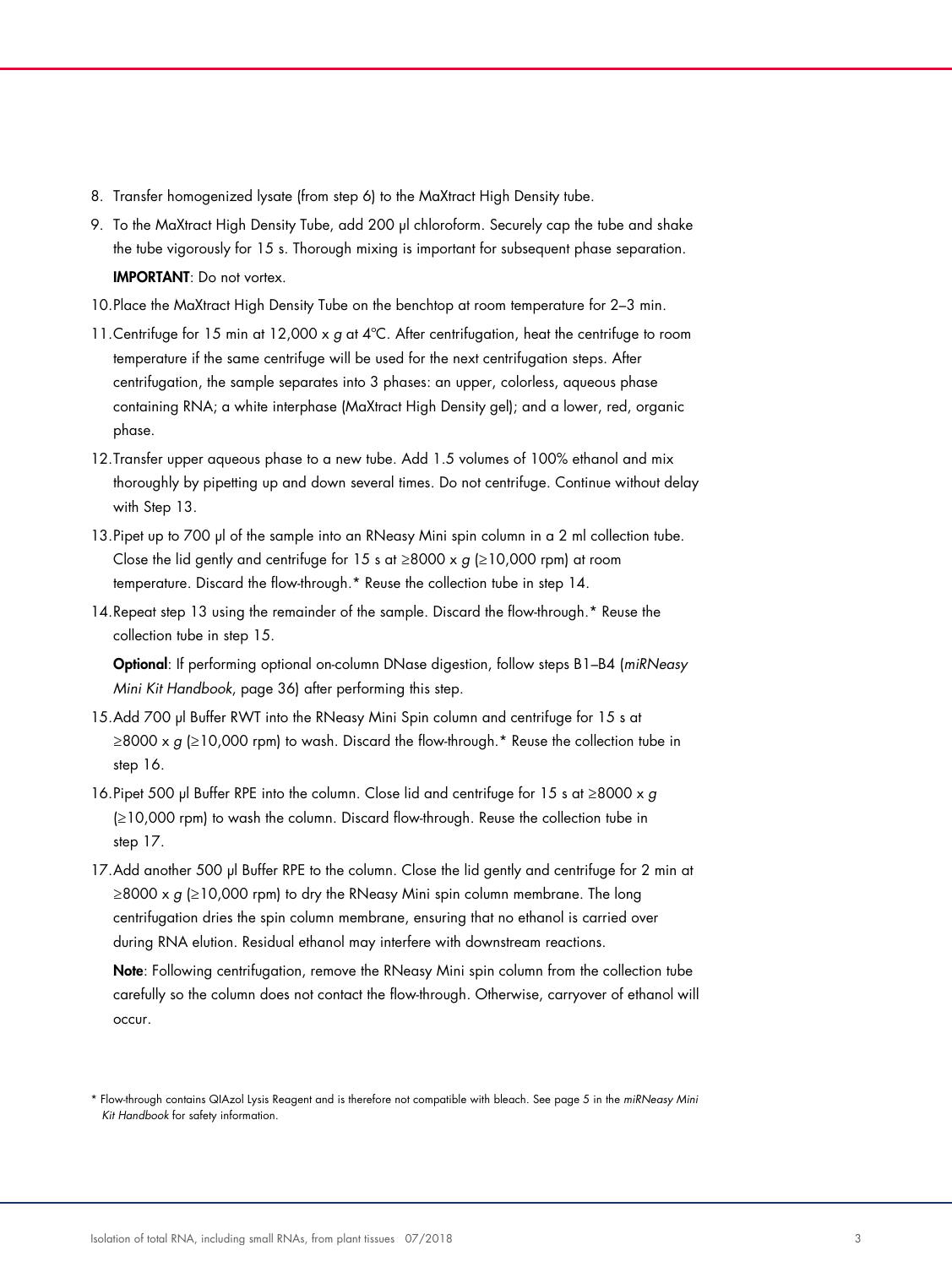8. Transfer homogenized lysate (from step 6) to the MaXtract High Density tube.
9. To the MaXtract High Density Tube, add 200 µl chloroform. Securely cap the tube and shake the tube vigorously for 15 s. Thorough mixing is important for subsequent phase separation.

   **IMPORTANT**: Do not vortex.
10. Place the MaXtract High Density Tube on the benchtop at room temperature for 2–3 min.
11. Centrifuge for 15 min at 12,000 x *g* at 4°C. After centrifugation, heat the centrifuge to room temperature if the same centrifuge will be used for the next centrifugation steps. After centrifugation, the sample separates into 3 phases: an upper, colorless, aqueous phase containing RNA; a white interphase (MaXtract High Density gel); and a lower, red, organic phase.
12. Transfer upper aqueous phase to a new tube. Add 1.5 volumes of 100% ethanol and mix thoroughly by pipetting up and down several times. Do not centrifuge. Continue without delay with Step 13.
13. Pipet up to 700 µl of the sample into an RNeasy Mini spin column in a 2 ml collection tube. Close the lid gently and centrifuge for 15 s at ≥8000 x *g* (≥10,000 rpm) at room temperature. Discard the flow-through.* Reuse the collection tube in step 14.
14. Repeat step 13 using the remainder of the sample. Discard the flow-through.* Reuse the collection tube in step 15.

    **Optional**: If performing optional on-column DNase digestion, follow steps B1–B4 (*miRNeasy Mini Kit Handbook*, page 36) after performing this step.
15. Add 700 µl Buffer RWT into the RNeasy Mini Spin column and centrifuge for 15 s at ≥8000 x *g* (≥10,000 rpm) to wash. Discard the flow-through.* Reuse the collection tube in step 16.
16. Pipet 500 µl Buffer RPE into the column. Close lid and centrifuge for 15 s at ≥8000 x *g* (≥10,000 rpm) to wash the column. Discard flow-through. Reuse the collection tube in step 17.
17. Add another 500 µl Buffer RPE to the column. Close the lid gently and centrifuge for 2 min at ≥8000 x *g* (≥10,000 rpm) to dry the RNeasy Mini spin column membrane. The long centrifugation dries the spin column membrane, ensuring that no ethanol is carried over during RNA elution. Residual ethanol may interfere with downstream reactions.

    **Note**: Following centrifugation, remove the RNeasy Mini spin column from the collection tube carefully so the column does not contact the flow-through. Otherwise, carryover of ethanol will occur.

\* Flow-through contains QIAzol Lysis Reagent and is therefore not compatible with bleach. See page 5 in the *miRNeasy Mini Kit Handbook* for safety information.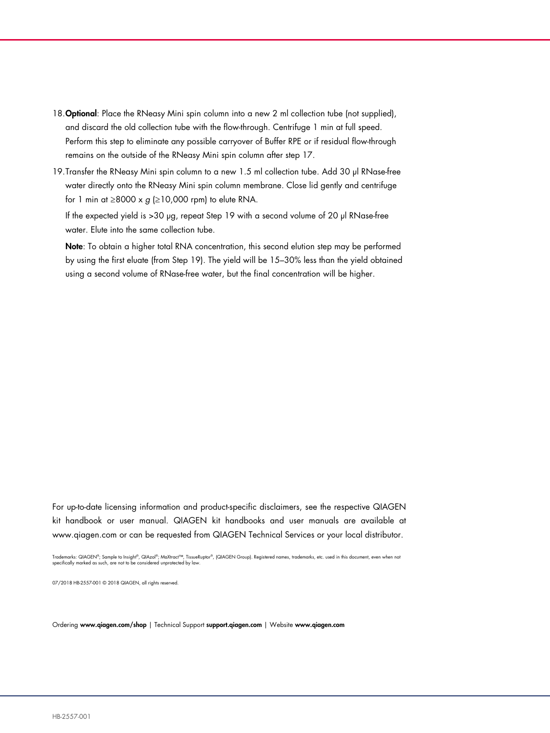18. **Optional**: Place the RNeasy Mini spin column into a new 2 ml collection tube (not supplied), and discard the old collection tube with the flow-through. Centrifuge 1 min at full speed. Perform this step to eliminate any possible carryover of Buffer RPE or if residual flow-through remains on the outside of the RNeasy Mini spin column after step 17.
19. Transfer the RNeasy Mini spin column to a new 1.5 ml collection tube. Add 30 µl RNase-free water directly onto the RNeasy Mini spin column membrane. Close lid gently and centrifuge for 1 min at ≥8000 x *g* (≥10,000 rpm) to elute RNA.

    If the expected yield is >30 µg, repeat Step 19 with a second volume of 20 µl RNase-free water. Elute into the same collection tube.

    **Note**: To obtain a higher total RNA concentration, this second elution step may be performed by using the first eluate (from Step 19). The yield will be 15–30% less than the yield obtained using a second volume of RNase-free water, but the final concentration will be higher.

For up-to-date licensing information and product-specific disclaimers, see the respective QIAGEN kit handbook or user manual. QIAGEN kit handbooks and user manuals are available at www.qiagen.com or can be requested from QIAGEN Technical Services or your local distributor.

Trademarks: QIAGEN®; Sample to Insight®, QIAzol®; MaXtract™, TissueRuptor®, (QIAGEN Group). Registered names, trademarks, etc. used in this document, even when not specifically marked as such, are not to be considered unprotected by law.

07/2018 HB-2557-001 © 2018 QIAGEN, all rights reserved.

Ordering **www.qiagen.com/shop** | Technical Support **support.qiagen.com** | Website **www.qiagen.com**